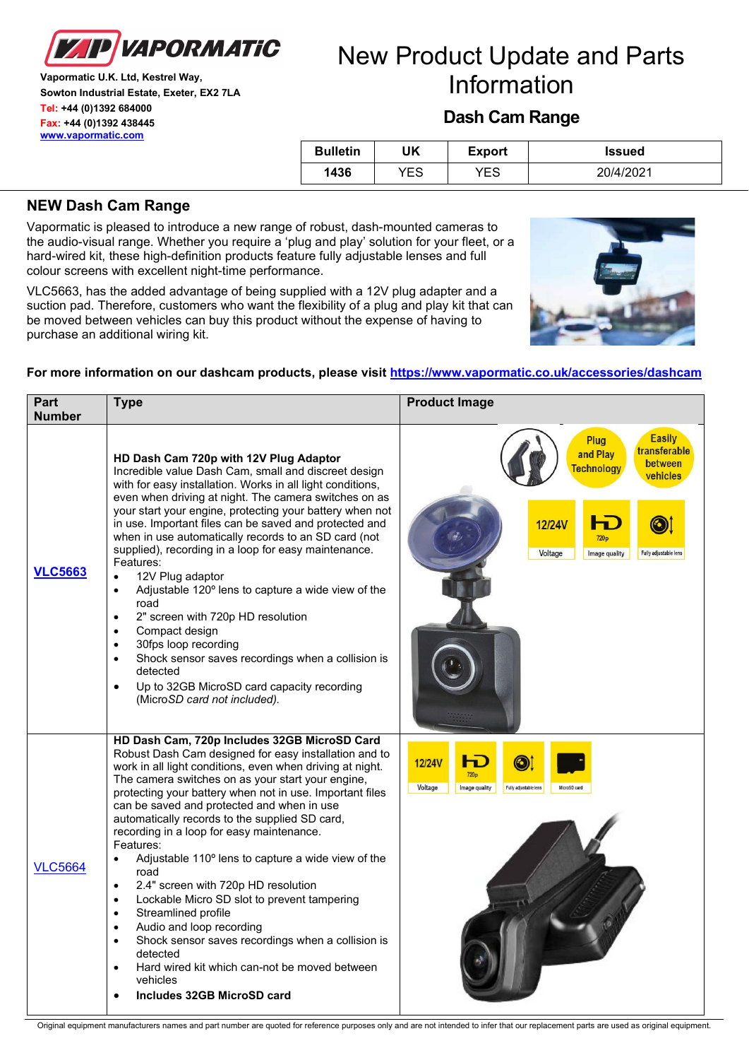**Vapormatic U.K. Ltd, Kestrel Way,**
**Sowton Industrial Estate, Exeter, EX2 7LA**
**Tel: +44 (0)1392 684000**
**Fax: +44 (0)1392 438445**
**www.vapormatic.com**

# New Product Update and Parts Information

## Dash Cam Range

| Bulletin | UK | Export | Issued |
|---|---|---|---|
| **1436** | YES | YES | 20/4/2021 |

## NEW Dash Cam Range

Vapormatic is pleased to introduce a new range of robust, dash-mounted cameras to the audio-visual range. Whether you require a 'plug and play' solution for your fleet, or a hard-wired kit, these high-definition products feature fully adjustable lenses and full colour screens with excellent night-time performance.

VLC5663, has the added advantage of being supplied with a 12V plug adapter and a suction pad. Therefore, customers who want the flexibility of a plug and play kit that can be moved between vehicles can buy this product without the expense of having to purchase an additional wiring kit.

**For more information on our dashcam products, please visit https://www.vapormatic.co.uk/accessories/dashcam**

| Part Number | Type | Product Image |
|---|---|---|
| **VLC5663** | **HD Dash Cam 720p with 12V Plug Adaptor**<br>Incredible value Dash Cam, small and discreet design with for easy installation. Works in all light conditions, even when driving at night. The camera switches on as your start your engine, protecting your battery when not in use. Important files can be saved and protected and when in use automatically records to an SD card (not supplied), recording in a loop for easy maintenance.<br>Features:<br>• 12V Plug adaptor<br>• Adjustable 120º lens to capture a wide view of the road<br>• 2" screen with 720p HD resolution<br>• Compact design<br>• 30fps loop recording<br>• Shock sensor saves recordings when a collision is detected<br>• Up to 32GB MicroSD card capacity recording (Micro*SD card not included).* | Plug and Play Technology; Easily transferable between vehicles; 12/24V Voltage; HD 720p Image quality; Fully adjustable lens |
| VLC5664 | **HD Dash Cam, 720p Includes 32GB MicroSD Card**<br>Robust Dash Cam designed for easy installation and to work in all light conditions, even when driving at night. The camera switches on as your start your engine, protecting your battery when not in use. Important files can be saved and protected and when in use automatically records to the supplied SD card, recording in a loop for easy maintenance.<br>Features:<br>• Adjustable 110º lens to capture a wide view of the road<br>• 2.4" screen with 720p HD resolution<br>• Lockable Micro SD slot to prevent tampering<br>• Streamlined profile<br>• Audio and loop recording<br>• Shock sensor saves recordings when a collision is detected<br>• Hard wired kit which can-not be moved between vehicles<br>• **Includes 32GB MicroSD card** | 12/24V Voltage; HD 720p Image quality; Fully adjustable lens; MicroSD card |

Original equipment manufacturers names and part number are quoted for reference purposes only and are not intended to infer that our replacement parts are used as original equipment.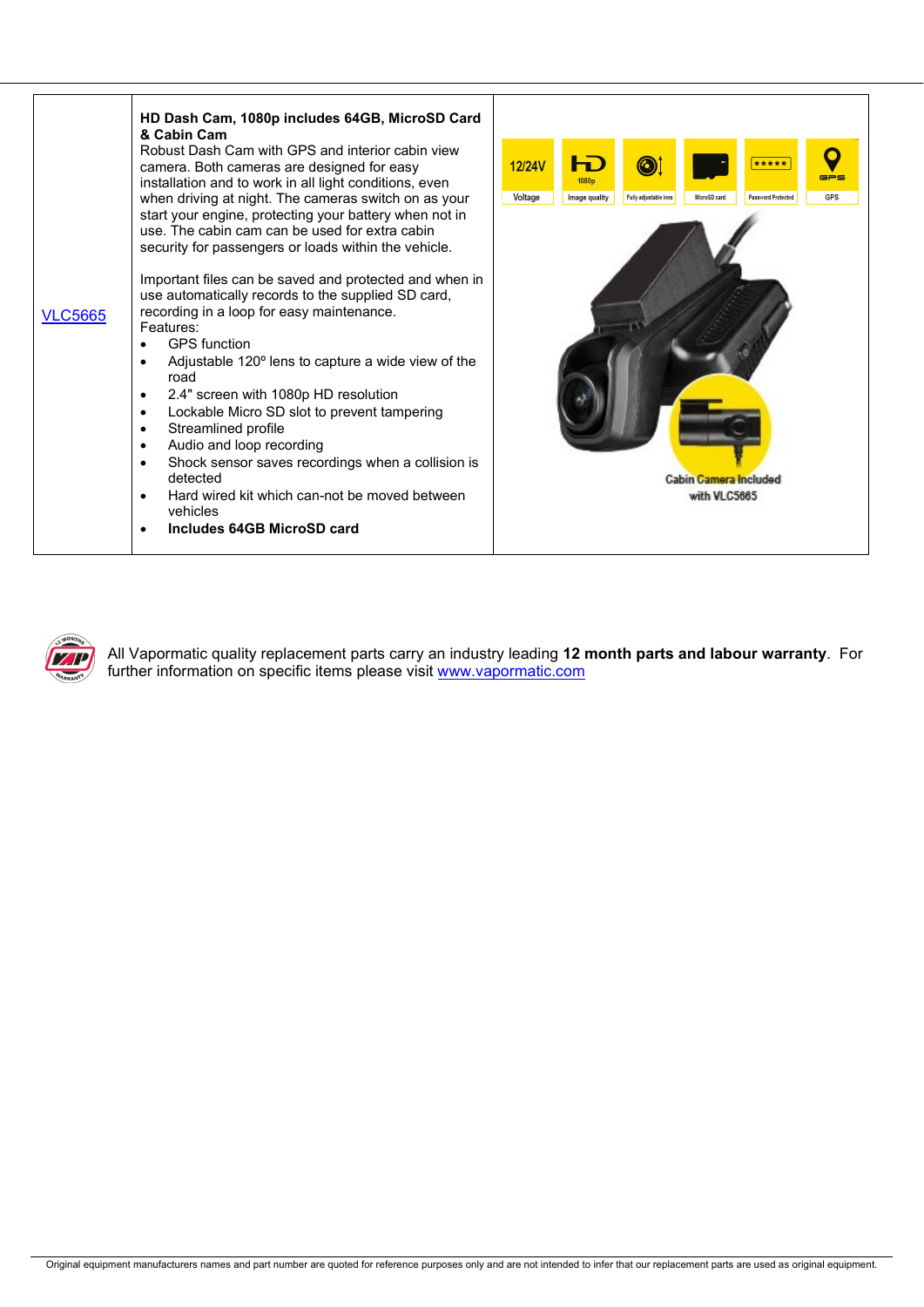| | | |
|---|---|---|
| [VLC5665](VLC5665) | **HD Dash Cam, 1080p includes 64GB, MicroSD Card & Cabin Cam**<br>Robust Dash Cam with GPS and interior cabin view camera. Both cameras are designed for easy installation and to work in all light conditions, even when driving at night. The cameras switch on as your start your engine, protecting your battery when not in use. The cabin cam can be used for extra cabin security for passengers or loads within the vehicle.<br><br>Important files can be saved and protected and when in use automatically records to the supplied SD card, recording in a loop for easy maintenance.<br>Features:<br>• GPS function<br>• Adjustable 120º lens to capture a wide view of the road<br>• 2.4" screen with 1080p HD resolution<br>• Lockable Micro SD slot to prevent tampering<br>• Streamlined profile<br>• Audio and loop recording<br>• Shock sensor saves recordings when a collision is detected<br>• Hard wired kit which can-not be moved between vehicles<br>• **Includes 64GB MicroSD card** | 12/24V Voltage · HD 1080p Image quality · Fully adjustable lens · MicroSD card · Password Protected · GPS<br><br>Cabin Camera Included with VLC5665 |

All Vapormatic quality replacement parts carry an industry leading **12 month parts and labour warranty**. For further information on specific items please visit [www.vapormatic.com](www.vapormatic.com)

Original equipment manufacturers names and part number are quoted for reference purposes only and are not intended to infer that our replacement parts are used as original equipment.